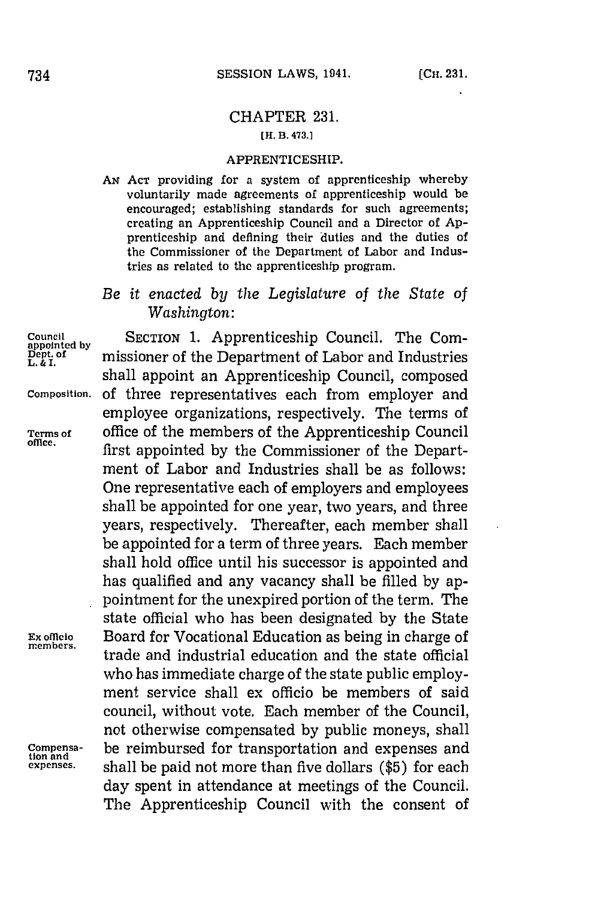# CHAPTER 231.

[H. B. 473.]

## APPRENTICESHIP.

AN ACT providing for a system of apprenticeship whereby voluntarily made agreements of apprenticeship would be encouraged; establishing standards for such agreements; creating an Apprenticeship Council and a Director of Apprenticeship and defining their duties and the duties of the Commissioner of the Department of Labor and Industries as related to the apprenticeship program.

*Be it enacted by the Legislature of the State of Washington:*

Council appointed by Dept. of L. & I.

SECTION 1. Apprenticeship Council. The Commissioner of the Department of Labor and Industries shall appoint an Apprenticeship Council, composed of three representatives each from employer and employee organizations, respectively. The terms of office of the members of the Apprenticeship Council first appointed by the Commissioner of the Department of Labor and Industries shall be as follows: One representative each of employers and employees shall be appointed for one year, two years, and three years, respectively. Thereafter, each member shall be appointed for a term of three years. Each member shall hold office until his successor is appointed and has qualified and any vacancy shall be filled by appointment for the unexpired portion of the term. The state official who has been designated by the State Board for Vocational Education as being in charge of trade and industrial education and the state official who has immediate charge of the state public employment service shall ex officio be members of said council, without vote. Each member of the Council, not otherwise compensated by public moneys, shall be reimbursed for transportation and expenses and shall be paid not more than five dollars ($5) for each day spent in attendance at meetings of the Council. The Apprenticeship Council with the consent of

Composition.

Terms of office.

Ex officio members.

Compensation and expenses.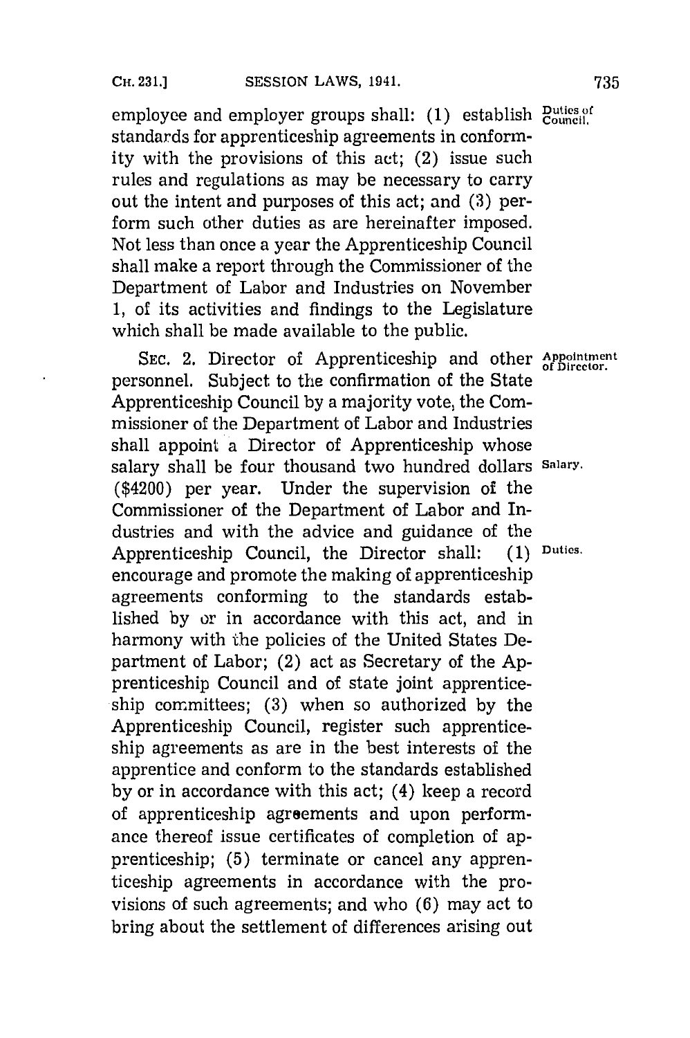employee and employer groups shall: (1) establish standards for apprenticeship agreements in conformity with the provisions of this act; (2) issue such rules and regulations as may be necessary to carry out the intent and purposes of this act; and (3) perform such other duties as are hereinafter imposed. Not less than once a year the Apprenticeship Council shall make a report through the Commissioner of the Department of Labor and Industries on November 1, of its activities and findings to the Legislature which shall be made available to the public.

Duties of Council.

SEC. 2. Director of Apprenticeship and other personnel. Subject to the confirmation of the State Apprenticeship Council by a majority vote, the Commissioner of the Department of Labor and Industries shall appoint a Director of Apprenticeship whose salary shall be four thousand two hundred dollars ($4200) per year. Under the supervision of the Commissioner of the Department of Labor and Industries and with the advice and guidance of the Apprenticeship Council, the Director shall: (1) encourage and promote the making of apprenticeship agreements conforming to the standards established by or in accordance with this act, and in harmony with the policies of the United States Department of Labor; (2) act as Secretary of the Apprenticeship Council and of state joint apprenticeship committees; (3) when so authorized by the Apprenticeship Council, register such apprenticeship agreements as are in the best interests of the apprentice and conform to the standards established by or in accordance with this act; (4) keep a record of apprenticeship agreements and upon performance thereof issue certificates of completion of apprenticeship; (5) terminate or cancel any apprenticeship agreements in accordance with the provisions of such agreements; and who (6) may act to bring about the settlement of differences arising out

Appointment of Director.

Salary.

Duties.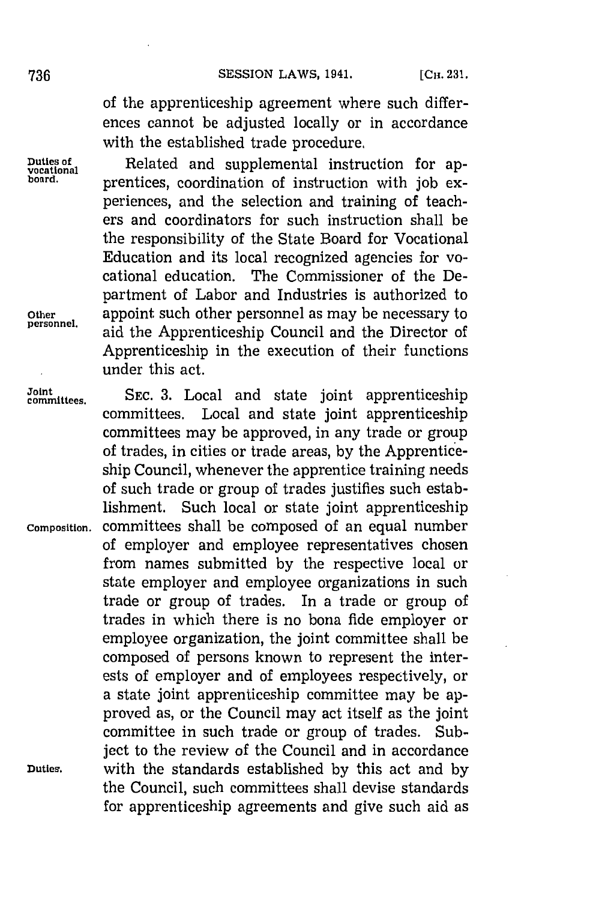of the apprenticeship agreement where such differences cannot be adjusted locally or in accordance with the established trade procedure.

Duties of vocational board.

Related and supplemental instruction for apprentices, coordination of instruction with job experiences, and the selection and training of teachers and coordinators for such instruction shall be the responsibility of the State Board for Vocational Education and its local recognized agencies for vocational education. The Commissioner of the Department of Labor and Industries is authorized to appoint such other personnel as may be necessary to aid the Apprenticeship Council and the Director of Apprenticeship in the execution of their functions under this act.

Other personnel.

Joint committees.

SEC. 3. Local and state joint apprenticeship committees. Local and state joint apprenticeship committees may be approved, in any trade or group of trades, in cities or trade areas, by the Apprenticeship Council, whenever the apprentice training needs of such trade or group of trades justifies such establishment. Such local or state joint apprenticeship committees shall be composed of an equal number of employer and employee representatives chosen from names submitted by the respective local or state employer and employee organizations in such trade or group of trades. In a trade or group of trades in which there is no bona fide employer or employee organization, the joint committee shall be composed of persons known to represent the interests of employer and of employees respectively, or a state joint apprenticeship committee may be approved as, or the Council may act itself as the joint committee in such trade or group of trades. Subject to the review of the Council and in accordance with the standards established by this act and by the Council, such committees shall devise standards for apprenticeship agreements and give such aid as

Composition.

Duties.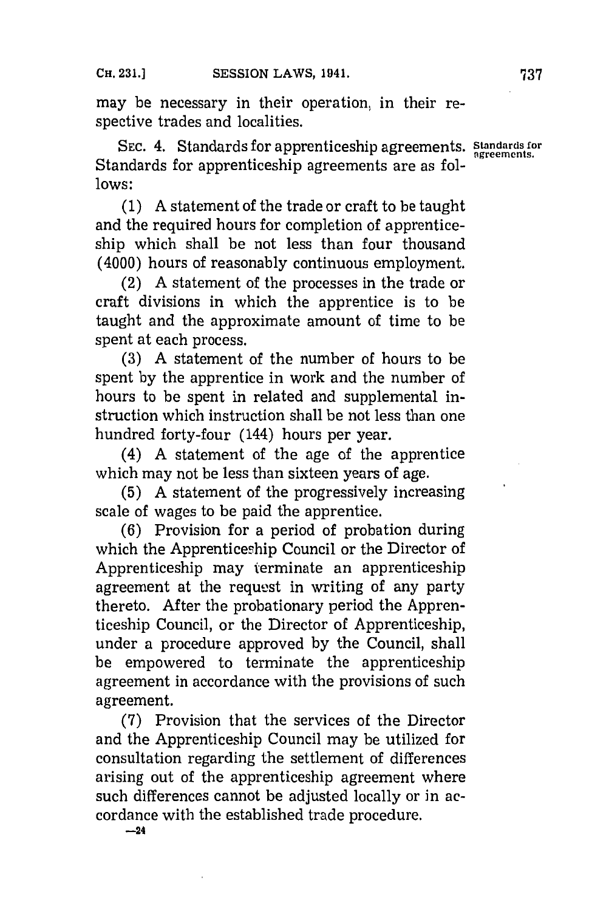may be necessary in their operation, in their respective trades and localities.

SEC. 4. Standards for apprenticeship agreements. Standards for apprenticeship agreements are as follows:

(1) A statement of the trade or craft to be taught and the required hours for completion of apprenticeship which shall be not less than four thousand (4000) hours of reasonably continuous employment.

(2) A statement of the processes in the trade or craft divisions in which the apprentice is to be taught and the approximate amount of time to be spent at each process.

(3) A statement of the number of hours to be spent by the apprentice in work and the number of hours to be spent in related and supplemental instruction which instruction shall be not less than one hundred forty-four (144) hours per year.

(4) A statement of the age of the apprentice which may not be less than sixteen years of age.

(5) A statement of the progressively increasing scale of wages to be paid the apprentice.

(6) Provision for a period of probation during which the Apprenticeship Council or the Director of Apprenticeship may terminate an apprenticeship agreement at the request in writing of any party thereto. After the probationary period the Apprenticeship Council, or the Director of Apprenticeship, under a procedure approved by the Council, shall be empowered to terminate the apprenticeship agreement in accordance with the provisions of such agreement.

(7) Provision that the services of the Director and the Apprenticeship Council may be utilized for consultation regarding the settlement of differences arising out of the apprenticeship agreement where such differences cannot be adjusted locally or in accordance with the established trade procedure.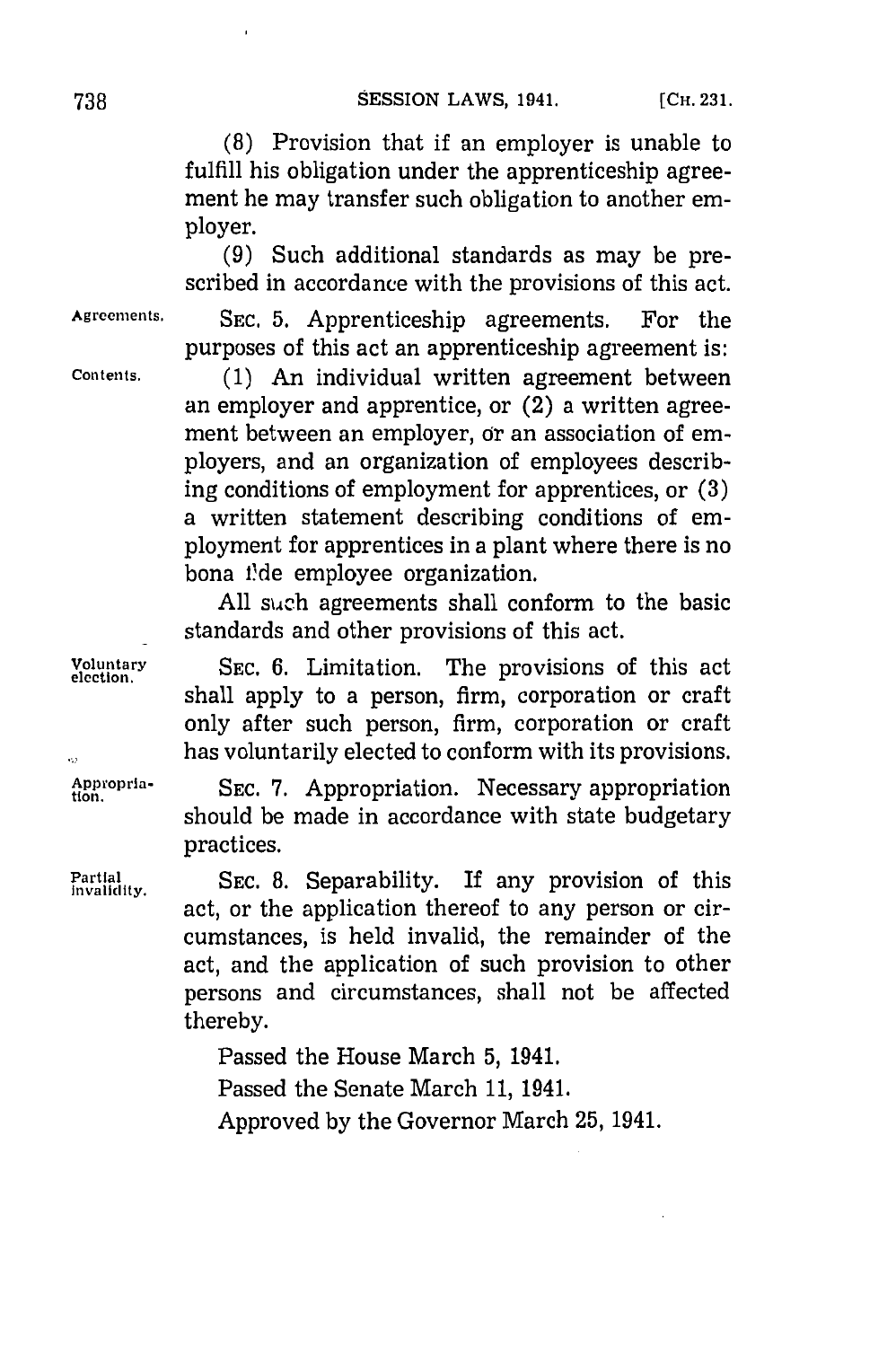(8) Provision that if an employer is unable to fulfill his obligation under the apprenticeship agreement he may transfer such obligation to another employer.

(9) Such additional standards as may be prescribed in accordance with the provisions of this act.

Agreements. SEC. 5. Apprenticeship agreements. For the purposes of this act an apprenticeship agreement is:

Contents. (1) An individual written agreement between an employer and apprentice, or (2) a written agreement between an employer, or an association of employers, and an organization of employees describing conditions of employment for apprentices, or (3) a written statement describing conditions of employment for apprentices in a plant where there is no bona fide employee organization.

All such agreements shall conform to the basic standards and other provisions of this act.

Voluntary election. SEC. 6. Limitation. The provisions of this act shall apply to a person, firm, corporation or craft only after such person, firm, corporation or craft has voluntarily elected to conform with its provisions.

Appropriation. SEC. 7. Appropriation. Necessary appropriation should be made in accordance with state budgetary practices.

Partial invalidity. SEC. 8. Separability. If any provision of this act, or the application thereof to any person or circumstances, is held invalid, the remainder of the act, and the application of such provision to other persons and circumstances, shall not be affected thereby.

Passed the House March 5, 1941.

Passed the Senate March 11, 1941.

Approved by the Governor March 25, 1941.